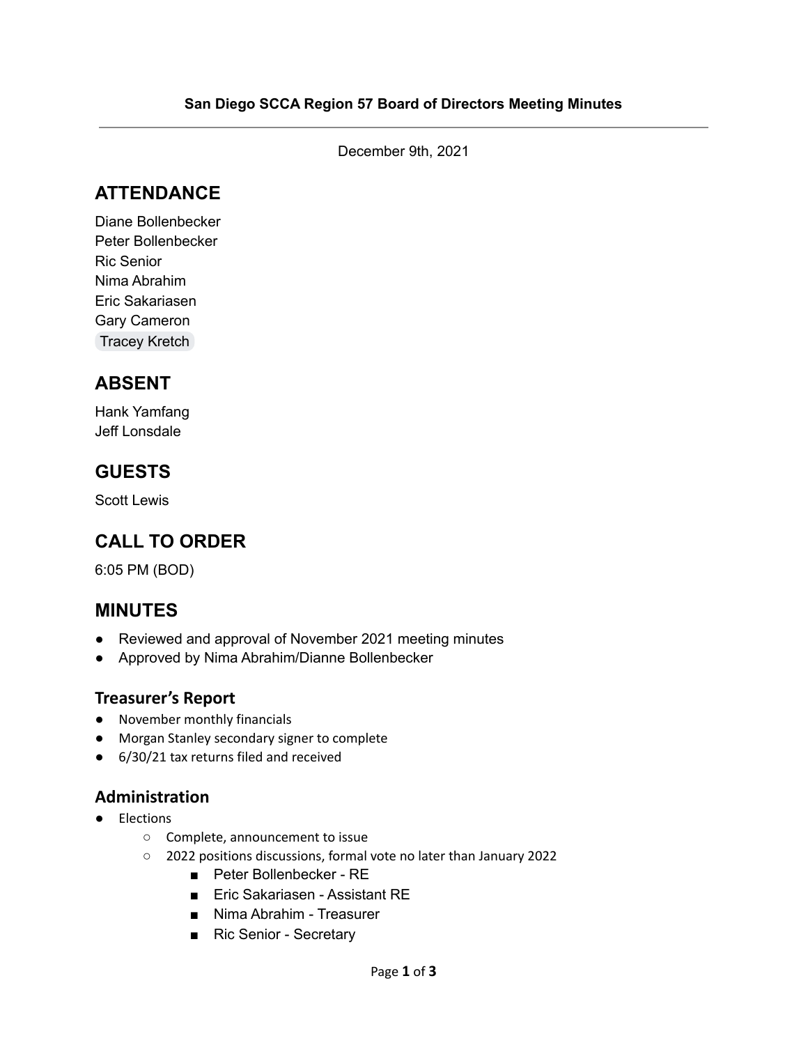**San Diego SCCA Region 57 Board of Directors Meeting Minutes**

---

December 9th, 2021

## ATTENDANCE

Diane Bollenbecker
Peter Bollenbecker
Ric Senior
Nima Abrahim
Eric Sakariasen
Gary Cameron
Tracey Kretch

## ABSENT

Hank Yamfang
Jeff Lonsdale

## GUESTS

Scott Lewis

## CALL TO ORDER

6:05 PM (BOD)

## MINUTES

- Reviewed and approval of November 2021 meeting minutes
- Approved by Nima Abrahim/Dianne Bollenbecker

### Treasurer's Report

- November monthly financials
- Morgan Stanley secondary signer to complete
- 6/30/21 tax returns filed and received

### Administration

- Elections
  - Complete, announcement to issue
  - 2022 positions discussions, formal vote no later than January 2022
    - Peter Bollenbecker - RE
    - Eric Sakariasen - Assistant RE
    - Nima Abrahim - Treasurer
    - Ric Senior - Secretary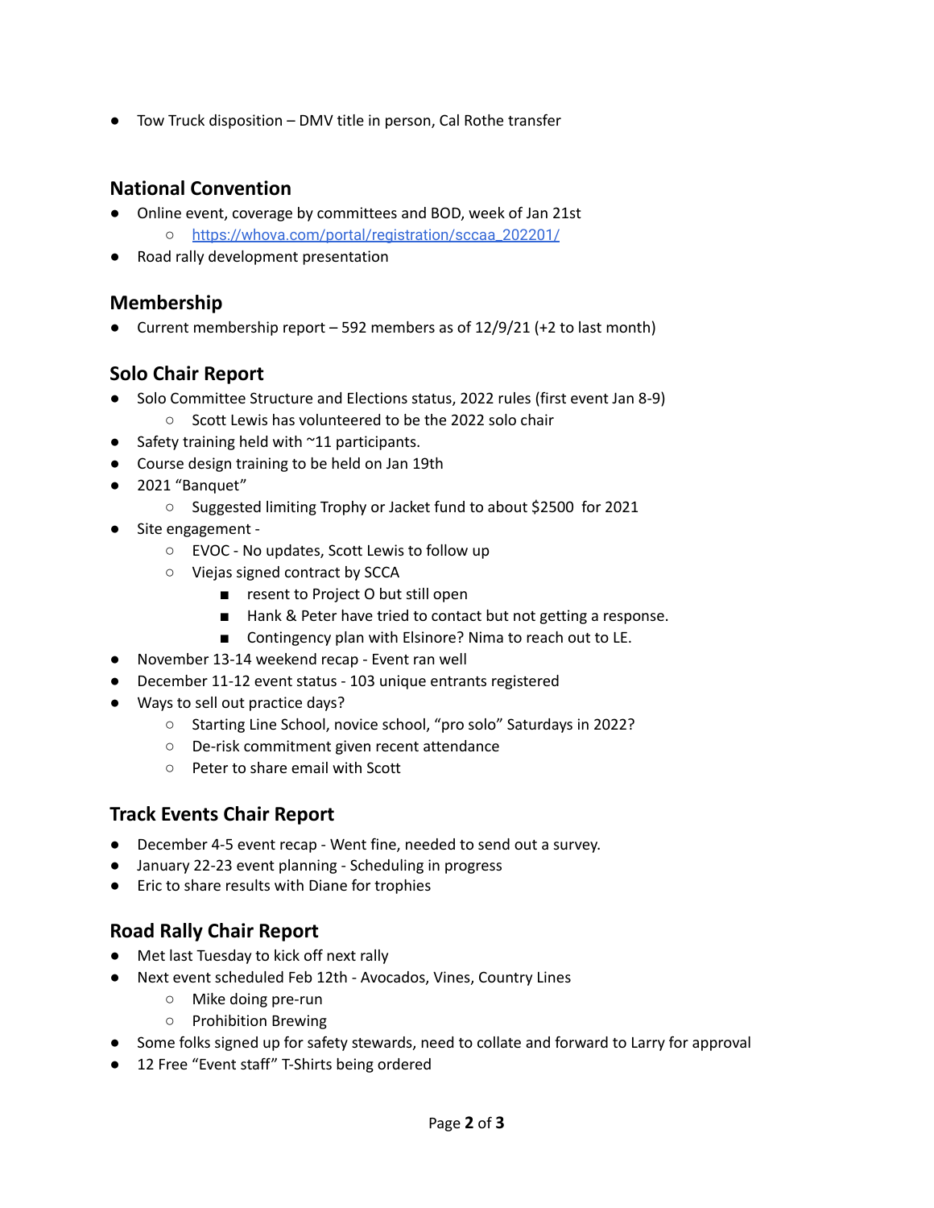- Tow Truck disposition – DMV title in person, Cal Rothe transfer

## National Convention

- Online event, coverage by committees and BOD, week of Jan 21st
    - https://whova.com/portal/registration/sccaa_202201/
- Road rally development presentation

## Membership

- Current membership report – 592 members as of 12/9/21 (+2 to last month)

## Solo Chair Report

- Solo Committee Structure and Elections status, 2022 rules (first event Jan 8-9)
    - Scott Lewis has volunteered to be the 2022 solo chair
- Safety training held with ~11 participants.
- Course design training to be held on Jan 19th
- 2021 "Banquet"
    - Suggested limiting Trophy or Jacket fund to about $2500 for 2021
- Site engagement -
    - EVOC - No updates, Scott Lewis to follow up
    - Viejas signed contract by SCCA
        - resent to Project O but still open
        - Hank & Peter have tried to contact but not getting a response.
        - Contingency plan with Elsinore? Nima to reach out to LE.
- November 13-14 weekend recap - Event ran well
- December 11-12 event status - 103 unique entrants registered
- Ways to sell out practice days?
    - Starting Line School, novice school, "pro solo" Saturdays in 2022?
    - De-risk commitment given recent attendance
    - Peter to share email with Scott

## Track Events Chair Report

- December 4-5 event recap - Went fine, needed to send out a survey.
- January 22-23 event planning - Scheduling in progress
- Eric to share results with Diane for trophies

## Road Rally Chair Report

- Met last Tuesday to kick off next rally
- Next event scheduled Feb 12th - Avocados, Vines, Country Lines
    - Mike doing pre-run
    - Prohibition Brewing
- Some folks signed up for safety stewards, need to collate and forward to Larry for approval
- 12 Free "Event staff" T-Shirts being ordered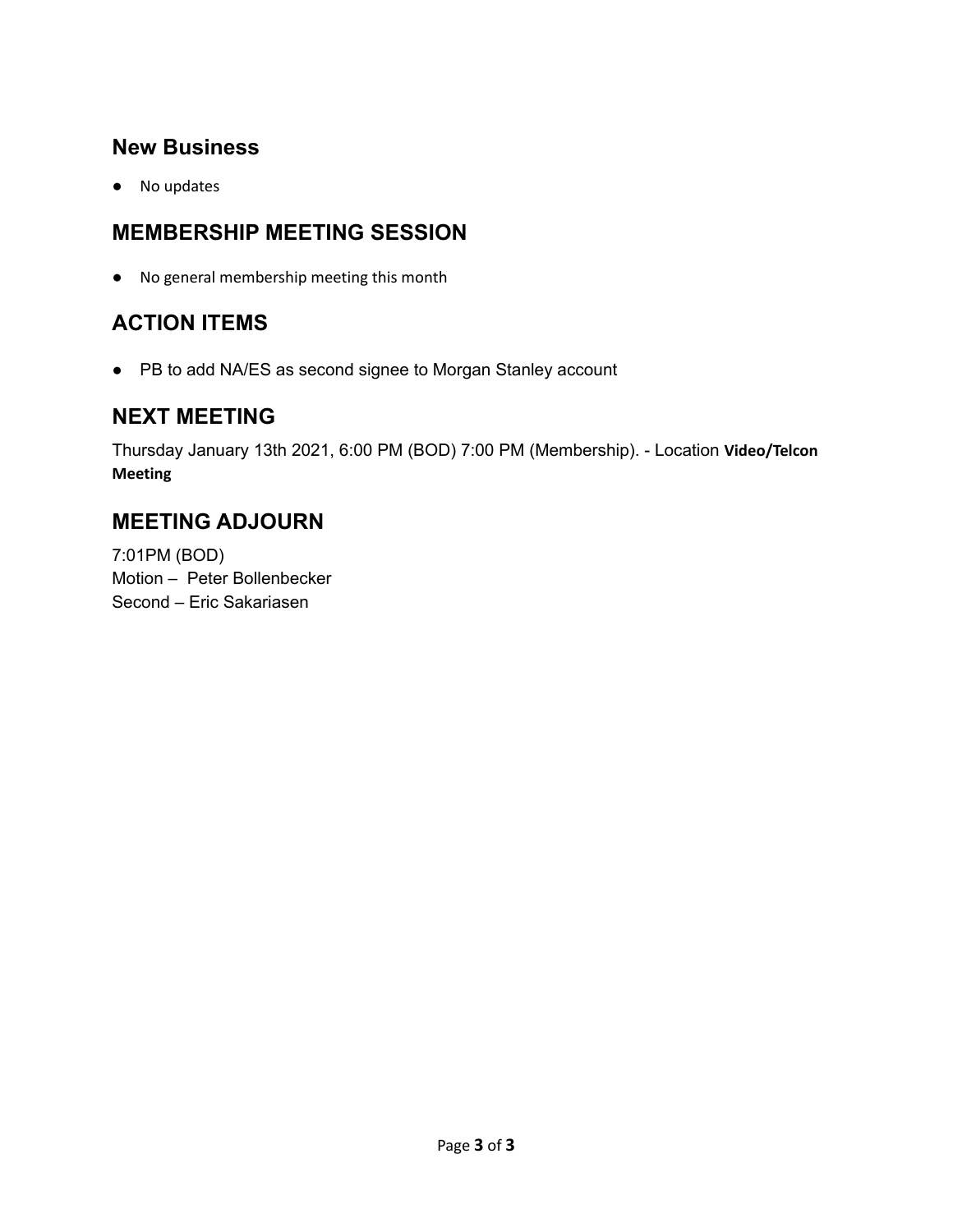## New Business

- No updates

## MEMBERSHIP MEETING SESSION

- No general membership meeting this month

## ACTION ITEMS

- PB to add NA/ES as second signee to Morgan Stanley account

## NEXT MEETING

Thursday January 13th 2021, 6:00 PM (BOD) 7:00 PM (Membership). - Location **Video/Telcon Meeting**

## MEETING ADJOURN

7:01PM (BOD)
Motion – Peter Bollenbecker
Second – Eric Sakariasen